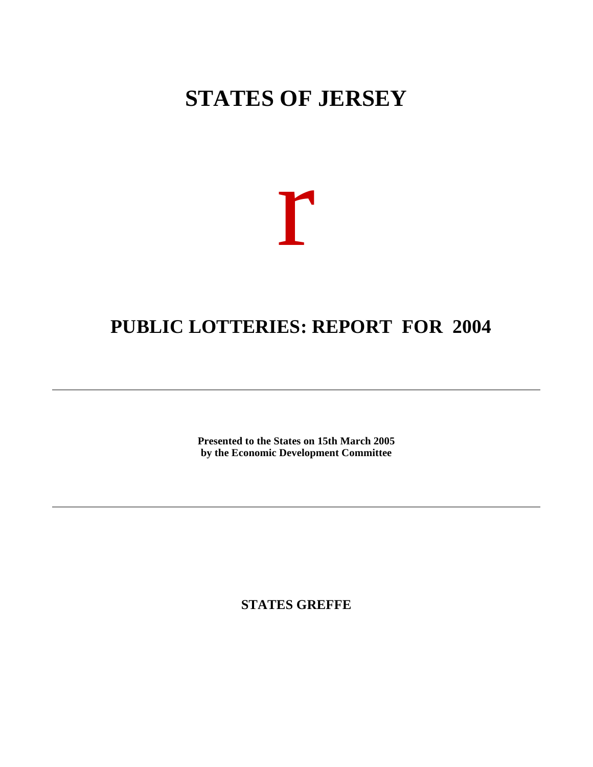# STATES OF JERSEY

r

# PUBLIC LOTTERIES: REPORT FOR 2004

---

**Presented to the States on 15th March 2005**
**by the Economic Development Committee**

---

**STATES GREFFE**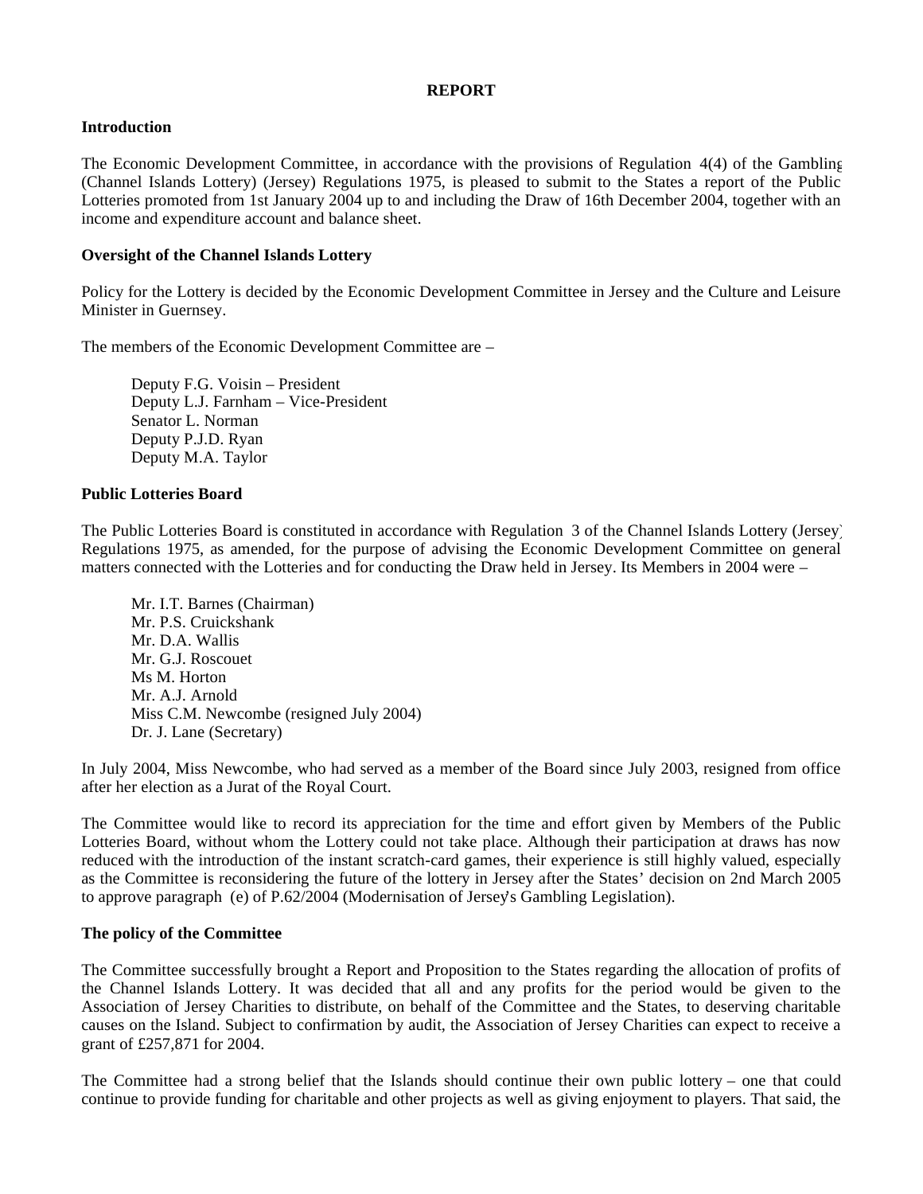## REPORT

### Introduction

The Economic Development Committee, in accordance with the provisions of Regulation 4(4) of the Gambling (Channel Islands Lottery) (Jersey) Regulations 1975, is pleased to submit to the States a report of the Public Lotteries promoted from 1st January 2004 up to and including the Draw of 16th December 2004, together with an income and expenditure account and balance sheet.

### Oversight of the Channel Islands Lottery

Policy for the Lottery is decided by the Economic Development Committee in Jersey and the Culture and Leisure Minister in Guernsey.

The members of the Economic Development Committee are –

Deputy F.G. Voisin – President
Deputy L.J. Farnham – Vice-President
Senator L. Norman
Deputy P.J.D. Ryan
Deputy M.A. Taylor

### Public Lotteries Board

The Public Lotteries Board is constituted in accordance with Regulation 3 of the Channel Islands Lottery (Jersey) Regulations 1975, as amended, for the purpose of advising the Economic Development Committee on general matters connected with the Lotteries and for conducting the Draw held in Jersey. Its Members in 2004 were –

Mr. I.T. Barnes (Chairman)
Mr. P.S. Cruickshank
Mr. D.A. Wallis
Mr. G.J. Roscouet
Ms M. Horton
Mr. A.J. Arnold
Miss C.M. Newcombe (resigned July 2004)
Dr. J. Lane (Secretary)

In July 2004, Miss Newcombe, who had served as a member of the Board since July 2003, resigned from office after her election as a Jurat of the Royal Court.

The Committee would like to record its appreciation for the time and effort given by Members of the Public Lotteries Board, without whom the Lottery could not take place. Although their participation at draws has now reduced with the introduction of the instant scratch-card games, their experience is still highly valued, especially as the Committee is reconsidering the future of the lottery in Jersey after the States' decision on 2nd March 2005 to approve paragraph (e) of P.62/2004 (Modernisation of Jersey's Gambling Legislation).

### The policy of the Committee

The Committee successfully brought a Report and Proposition to the States regarding the allocation of profits of the Channel Islands Lottery. It was decided that all and any profits for the period would be given to the Association of Jersey Charities to distribute, on behalf of the Committee and the States, to deserving charitable causes on the Island. Subject to confirmation by audit, the Association of Jersey Charities can expect to receive a grant of £257,871 for 2004.

The Committee had a strong belief that the Islands should continue their own public lottery – one that could continue to provide funding for charitable and other projects as well as giving enjoyment to players. That said, the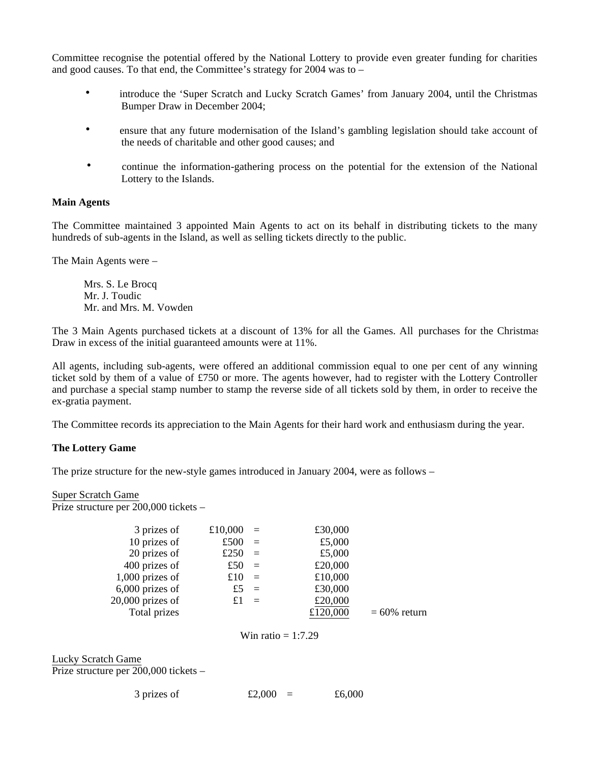Committee recognise the potential offered by the National Lottery to provide even greater funding for charities and good causes. To that end, the Committee's strategy for 2004 was to –

- introduce the 'Super Scratch and Lucky Scratch Games' from January 2004, until the Christmas Bumper Draw in December 2004;
- ensure that any future modernisation of the Island's gambling legislation should take account of the needs of charitable and other good causes; and
- continue the information-gathering process on the potential for the extension of the National Lottery to the Islands.

**Main Agents**

The Committee maintained 3 appointed Main Agents to act on its behalf in distributing tickets to the many hundreds of sub-agents in the Island, as well as selling tickets directly to the public.

The Main Agents were –

Mrs. S. Le Brocq
Mr. J. Toudic
Mr. and Mrs. M. Vowden

The 3 Main Agents purchased tickets at a discount of 13% for all the Games. All purchases for the Christmas Draw in excess of the initial guaranteed amounts were at 11%.

All agents, including sub-agents, were offered an additional commission equal to one per cent of any winning ticket sold by them of a value of £750 or more. The agents however, had to register with the Lottery Controller and purchase a special stamp number to stamp the reverse side of all tickets sold by them, in order to receive the ex-gratia payment.

The Committee records its appreciation to the Main Agents for their hard work and enthusiasm during the year.

**The Lottery Game**

The prize structure for the new-style games introduced in January 2004, were as follows –

Super Scratch Game
Prize structure per 200,000 tickets –

| | | | | |
|---|---|---|---|---|
| 3 prizes of | £10,000 | = | £30,000 | |
| 10 prizes of | £500 | = | £5,000 | |
| 20 prizes of | £250 | = | £5,000 | |
| 400 prizes of | £50 | = | £20,000 | |
| 1,000 prizes of | £10 | = | £10,000 | |
| 6,000 prizes of | £5 | = | £30,000 | |
| 20,000 prizes of | £1 | = | £20,000 | |
| Total prizes | | | £120,000 | = 60% return |

Win ratio = 1:7.29

Lucky Scratch Game
Prize structure per 200,000 tickets –

| | | | |
|---|---|---|---|
| 3 prizes of | £2,000 | = | £6,000 |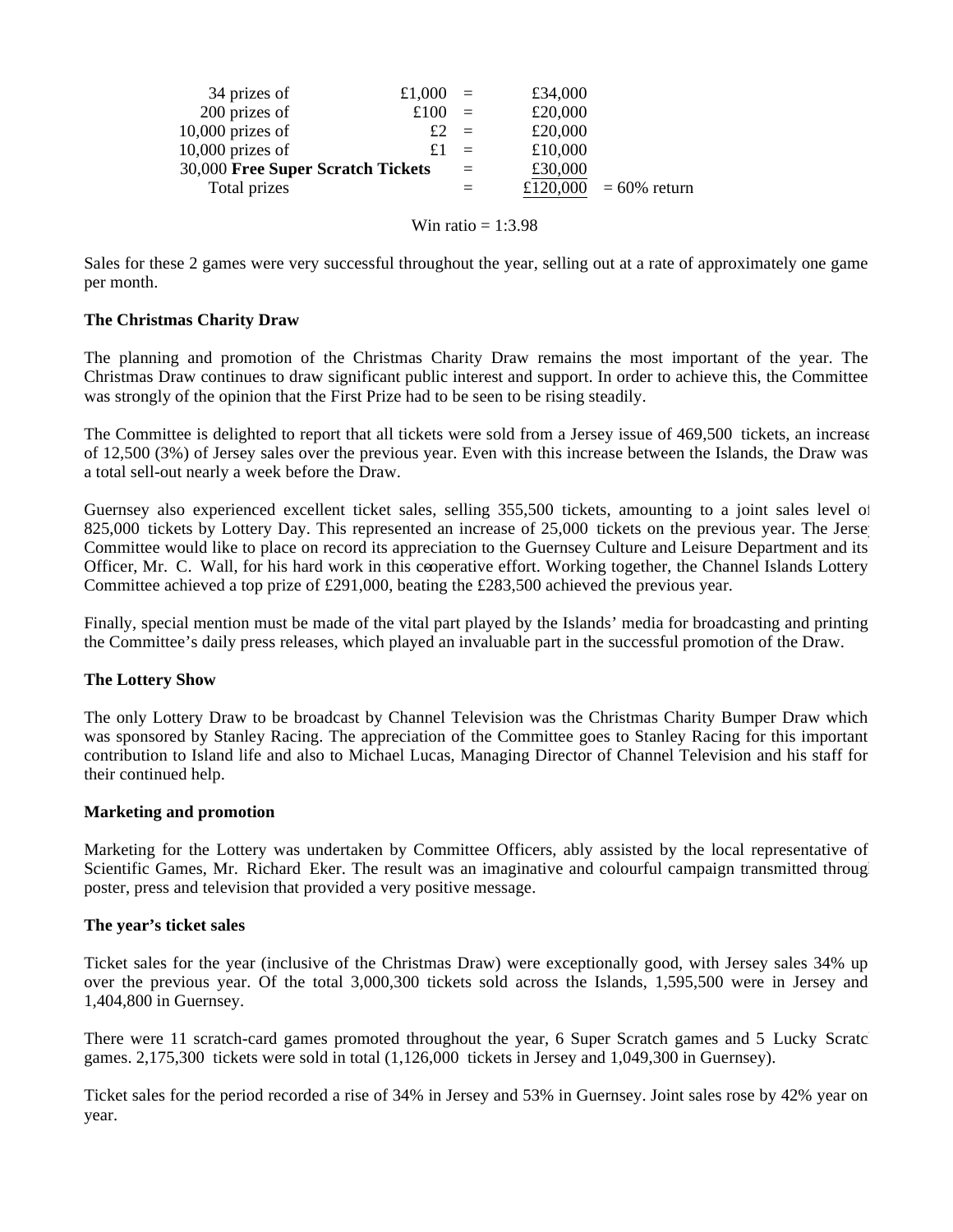| | | | | |
|---|---|---|---|---|
| 34 prizes of | £1,000 | = | £34,000 | |
| 200 prizes of | £100 | = | £20,000 | |
| 10,000 prizes of | £2 | = | £20,000 | |
| 10,000 prizes of | £1 | = | £10,000 | |
| 30,000 **Free Super Scratch Tickets** | | = | £30,000 | |
| Total prizes | | = | £120,000 | = 60% return |

Win ratio = 1:3.98

Sales for these 2 games were very successful throughout the year, selling out at a rate of approximately one game per month.

**The Christmas Charity Draw**

The planning and promotion of the Christmas Charity Draw remains the most important of the year. The Christmas Draw continues to draw significant public interest and support. In order to achieve this, the Committee was strongly of the opinion that the First Prize had to be seen to be rising steadily.

The Committee is delighted to report that all tickets were sold from a Jersey issue of 469,500 tickets, an increase of 12,500 (3%) of Jersey sales over the previous year. Even with this increase between the Islands, the Draw was a total sell-out nearly a week before the Draw.

Guernsey also experienced excellent ticket sales, selling 355,500 tickets, amounting to a joint sales level of 825,000 tickets by Lottery Day. This represented an increase of 25,000 tickets on the previous year. The Jersey Committee would like to place on record its appreciation to the Guernsey Culture and Leisure Department and its Officer, Mr. C. Wall, for his hard work in this co-operative effort. Working together, the Channel Islands Lottery Committee achieved a top prize of £291,000, beating the £283,500 achieved the previous year.

Finally, special mention must be made of the vital part played by the Islands' media for broadcasting and printing the Committee's daily press releases, which played an invaluable part in the successful promotion of the Draw.

**The Lottery Show**

The only Lottery Draw to be broadcast by Channel Television was the Christmas Charity Bumper Draw which was sponsored by Stanley Racing. The appreciation of the Committee goes to Stanley Racing for this important contribution to Island life and also to Michael Lucas, Managing Director of Channel Television and his staff for their continued help.

**Marketing and promotion**

Marketing for the Lottery was undertaken by Committee Officers, ably assisted by the local representative of Scientific Games, Mr. Richard Eker. The result was an imaginative and colourful campaign transmitted through poster, press and television that provided a very positive message.

**The year's ticket sales**

Ticket sales for the year (inclusive of the Christmas Draw) were exceptionally good, with Jersey sales 34% up over the previous year. Of the total 3,000,300 tickets sold across the Islands, 1,595,500 were in Jersey and 1,404,800 in Guernsey.

There were 11 scratch-card games promoted throughout the year, 6 Super Scratch games and 5 Lucky Scratch games. 2,175,300 tickets were sold in total (1,126,000 tickets in Jersey and 1,049,300 in Guernsey).

Ticket sales for the period recorded a rise of 34% in Jersey and 53% in Guernsey. Joint sales rose by 42% year on year.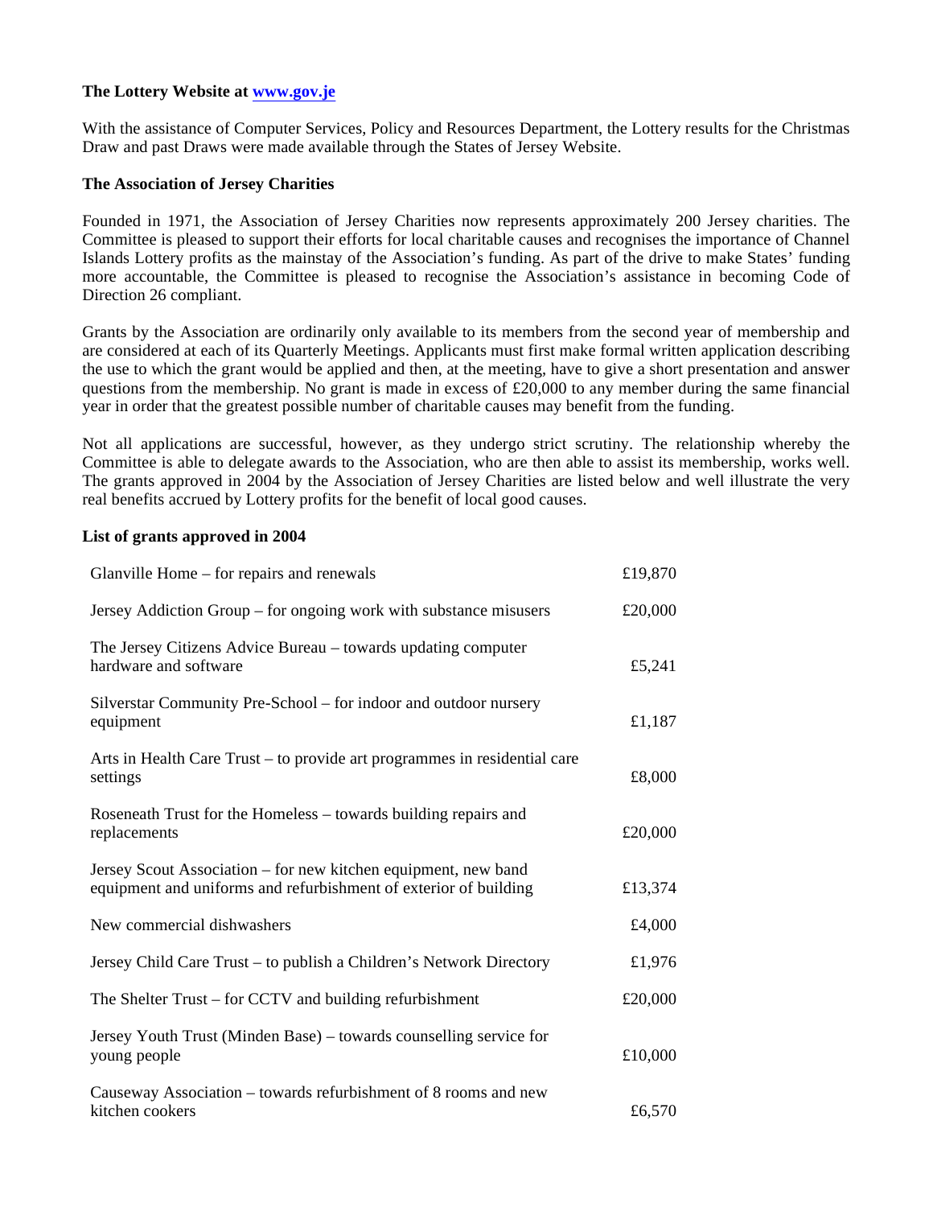**The Lottery Website at www.gov.je**

With the assistance of Computer Services, Policy and Resources Department, the Lottery results for the Christmas Draw and past Draws were made available through the States of Jersey Website.

**The Association of Jersey Charities**

Founded in 1971, the Association of Jersey Charities now represents approximately 200 Jersey charities. The Committee is pleased to support their efforts for local charitable causes and recognises the importance of Channel Islands Lottery profits as the mainstay of the Association's funding. As part of the drive to make States' funding more accountable, the Committee is pleased to recognise the Association's assistance in becoming Code of Direction 26 compliant.

Grants by the Association are ordinarily only available to its members from the second year of membership and are considered at each of its Quarterly Meetings. Applicants must first make formal written application describing the use to which the grant would be applied and then, at the meeting, have to give a short presentation and answer questions from the membership. No grant is made in excess of £20,000 to any member during the same financial year in order that the greatest possible number of charitable causes may benefit from the funding.

Not all applications are successful, however, as they undergo strict scrutiny. The relationship whereby the Committee is able to delegate awards to the Association, who are then able to assist its membership, works well. The grants approved in 2004 by the Association of Jersey Charities are listed below and well illustrate the very real benefits accrued by Lottery profits for the benefit of local good causes.

**List of grants approved in 2004**

| | |
|---|---|
| Glanville Home – for repairs and renewals | £19,870 |
| Jersey Addiction Group – for ongoing work with substance misusers | £20,000 |
| The Jersey Citizens Advice Bureau – towards updating computer hardware and software | £5,241 |
| Silverstar Community Pre-School – for indoor and outdoor nursery equipment | £1,187 |
| Arts in Health Care Trust – to provide art programmes in residential care settings | £8,000 |
| Roseneath Trust for the Homeless – towards building repairs and replacements | £20,000 |
| Jersey Scout Association – for new kitchen equipment, new band equipment and uniforms and refurbishment of exterior of building | £13,374 |
| New commercial dishwashers | £4,000 |
| Jersey Child Care Trust – to publish a Children's Network Directory | £1,976 |
| The Shelter Trust – for CCTV and building refurbishment | £20,000 |
| Jersey Youth Trust (Minden Base) – towards counselling service for young people | £10,000 |
| Causeway Association – towards refurbishment of 8 rooms and new kitchen cookers | £6,570 |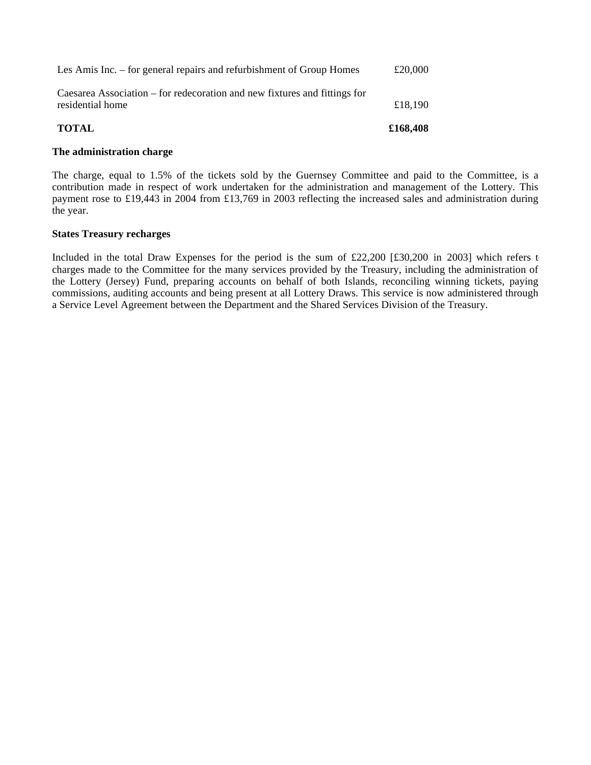| | |
|---|---|
| Les Amis Inc. – for general repairs and refurbishment of Group Homes | £20,000 |
| Caesarea Association – for redecoration and new fixtures and fittings for residential home | £18,190 |
| **TOTAL** | **£168,408** |

**The administration charge**

The charge, equal to 1.5% of the tickets sold by the Guernsey Committee and paid to the Committee, is a contribution made in respect of work undertaken for the administration and management of the Lottery. This payment rose to £19,443 in 2004 from £13,769 in 2003 reflecting the increased sales and administration during the year.

**States Treasury recharges**

Included in the total Draw Expenses for the period is the sum of £22,200 [£30,200 in 2003] which refers to charges made to the Committee for the many services provided by the Treasury, including the administration of the Lottery (Jersey) Fund, preparing accounts on behalf of both Islands, reconciling winning tickets, paying commissions, auditing accounts and being present at all Lottery Draws. This service is now administered through a Service Level Agreement between the Department and the Shared Services Division of the Treasury.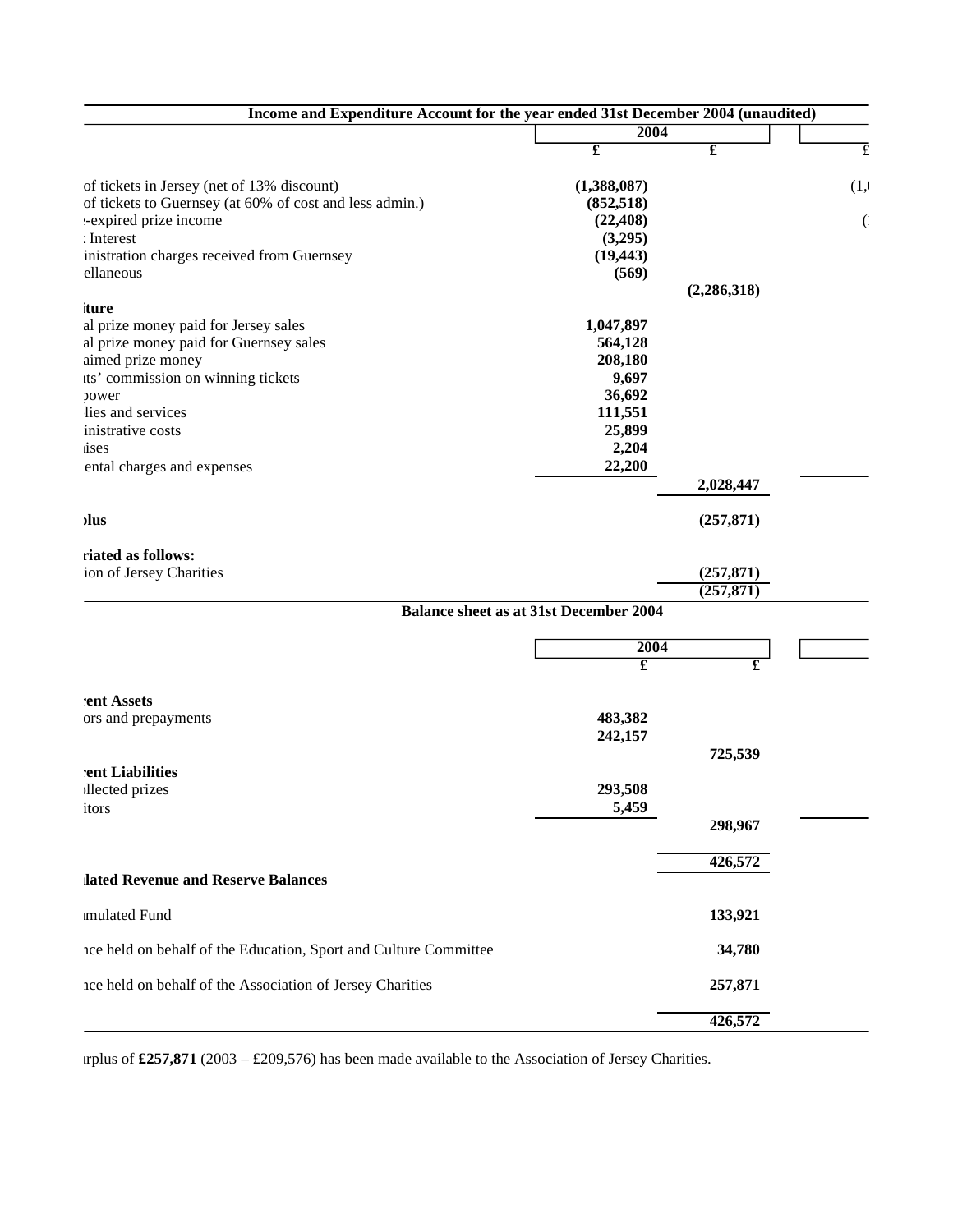## Income and Expenditure Account for the year ended 31st December 2004 (unaudited)

| | 2004 | | |
|---|---|---|---|
| | £ | £ | £ |
| of tickets in Jersey (net of 13% discount) | (1,388,087) | | (1,( |
| of tickets to Guernsey (at 60% of cost and less admin.) | (852,518) | | |
| -expired prize income | (22,408) | | ( |
| Interest | (3,295) | | |
| inistration charges received from Guernsey | (19,443) | | |
| ellaneous | (569) | | |
| | | (2,286,318) | |
| **iture** | | | |
| al prize money paid for Jersey sales | 1,047,897 | | |
| al prize money paid for Guernsey sales | 564,128 | | |
| aimed prize money | 208,180 | | |
| ts' commission on winning tickets | 9,697 | | |
| power | 36,692 | | |
| lies and services | 111,551 | | |
| inistrative costs | 25,899 | | |
| ises | 2,204 | | |
| ental charges and expenses | 22,200 | | |
| | | 2,028,447 | |
| **plus** | | (257,871) | |
| **riated as follows:** | | | |
| ion of Jersey Charities | | (257,871) | |
| | | (257,871) | |

## Balance sheet as at 31st December 2004

| | 2004 | | |
|---|---|---|---|
| | £ | £ | |
| **rent Assets** | | | |
| ors and prepayments | 483,382 | | |
| | 242,157 | | |
| | | 725,539 | |
| **rent Liabilities** | | | |
| llected prizes | 293,508 | | |
| itors | 5,459 | | |
| | | 298,967 | |
| | | 426,572 | |
| **lated Revenue and Reserve Balances** | | | |
| mulated Fund | | 133,921 | |
| nce held on behalf of the Education, Sport and Culture Committee | | 34,780 | |
| nce held on behalf of the Association of Jersey Charities | | 257,871 | |
| | | 426,572 | |

rplus of **£257,871** (2003 – £209,576) has been made available to the Association of Jersey Charities.